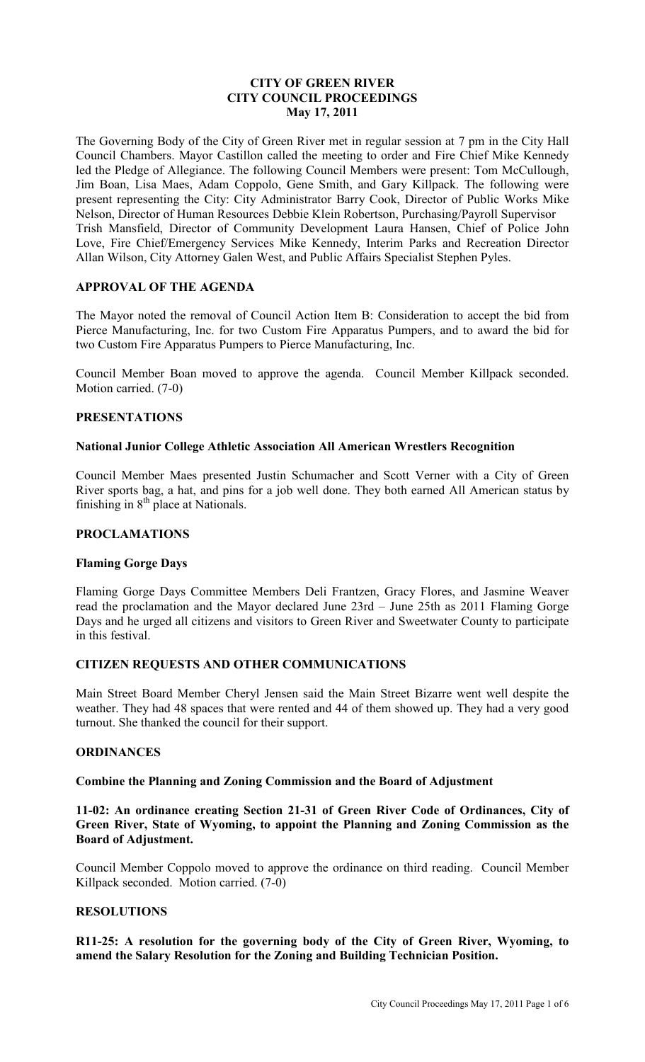# CITY OF GREEN RIVER
# CITY COUNCIL PROCEEDINGS
# May 17, 2011

The Governing Body of the City of Green River met in regular session at 7 pm in the City Hall Council Chambers. Mayor Castillon called the meeting to order and Fire Chief Mike Kennedy led the Pledge of Allegiance. The following Council Members were present: Tom McCullough, Jim Boan, Lisa Maes, Adam Coppolo, Gene Smith, and Gary Killpack. The following were present representing the City: City Administrator Barry Cook, Director of Public Works Mike Nelson, Director of Human Resources Debbie Klein Robertson, Purchasing/Payroll Supervisor Trish Mansfield, Director of Community Development Laura Hansen, Chief of Police John Love, Fire Chief/Emergency Services Mike Kennedy, Interim Parks and Recreation Director Allan Wilson, City Attorney Galen West, and Public Affairs Specialist Stephen Pyles.

## APPROVAL OF THE AGENDA

The Mayor noted the removal of Council Action Item B: Consideration to accept the bid from Pierce Manufacturing, Inc. for two Custom Fire Apparatus Pumpers, and to award the bid for two Custom Fire Apparatus Pumpers to Pierce Manufacturing, Inc.

Council Member Boan moved to approve the agenda. Council Member Killpack seconded. Motion carried. (7-0)

## PRESENTATIONS

### National Junior College Athletic Association All American Wrestlers Recognition

Council Member Maes presented Justin Schumacher and Scott Verner with a City of Green River sports bag, a hat, and pins for a job well done. They both earned All American status by finishing in 8th place at Nationals.

## PROCLAMATIONS

### Flaming Gorge Days

Flaming Gorge Days Committee Members Deli Frantzen, Gracy Flores, and Jasmine Weaver read the proclamation and the Mayor declared June 23rd – June 25th as 2011 Flaming Gorge Days and he urged all citizens and visitors to Green River and Sweetwater County to participate in this festival.

## CITIZEN REQUESTS AND OTHER COMMUNICATIONS

Main Street Board Member Cheryl Jensen said the Main Street Bizarre went well despite the weather. They had 48 spaces that were rented and 44 of them showed up. They had a very good turnout. She thanked the council for their support.

## ORDINANCES

### Combine the Planning and Zoning Commission and the Board of Adjustment

**11-02: An ordinance creating Section 21-31 of Green River Code of Ordinances, City of Green River, State of Wyoming, to appoint the Planning and Zoning Commission as the Board of Adjustment.**

Council Member Coppolo moved to approve the ordinance on third reading. Council Member Killpack seconded. Motion carried. (7-0)

## RESOLUTIONS

**R11-25: A resolution for the governing body of the City of Green River, Wyoming, to amend the Salary Resolution for the Zoning and Building Technician Position.**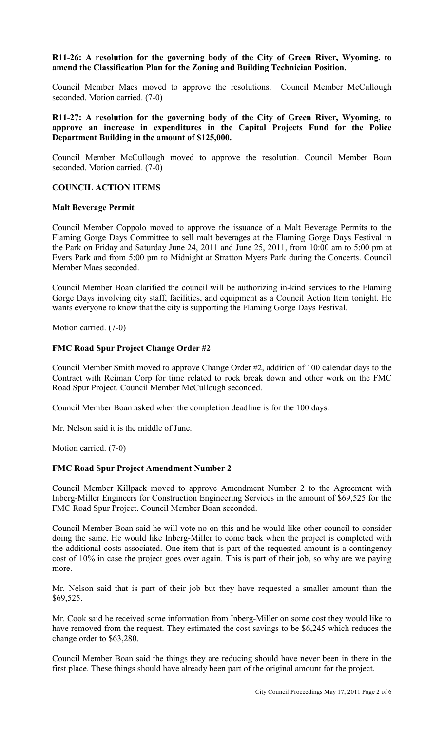**R11-26: A resolution for the governing body of the City of Green River, Wyoming, to amend the Classification Plan for the Zoning and Building Technician Position.**

Council Member Maes moved to approve the resolutions. Council Member McCullough seconded. Motion carried. (7-0)

**R11-27: A resolution for the governing body of the City of Green River, Wyoming, to approve an increase in expenditures in the Capital Projects Fund for the Police Department Building in the amount of $125,000.**

Council Member McCullough moved to approve the resolution. Council Member Boan seconded. Motion carried. (7-0)

## COUNCIL ACTION ITEMS

### Malt Beverage Permit

Council Member Coppolo moved to approve the issuance of a Malt Beverage Permits to the Flaming Gorge Days Committee to sell malt beverages at the Flaming Gorge Days Festival in the Park on Friday and Saturday June 24, 2011 and June 25, 2011, from 10:00 am to 5:00 pm at Evers Park and from 5:00 pm to Midnight at Stratton Myers Park during the Concerts. Council Member Maes seconded.

Council Member Boan clarified the council will be authorizing in-kind services to the Flaming Gorge Days involving city staff, facilities, and equipment as a Council Action Item tonight. He wants everyone to know that the city is supporting the Flaming Gorge Days Festival.

Motion carried. (7-0)

### FMC Road Spur Project Change Order #2

Council Member Smith moved to approve Change Order #2, addition of 100 calendar days to the Contract with Reiman Corp for time related to rock break down and other work on the FMC Road Spur Project. Council Member McCullough seconded.

Council Member Boan asked when the completion deadline is for the 100 days.

Mr. Nelson said it is the middle of June.

Motion carried. (7-0)

### FMC Road Spur Project Amendment Number 2

Council Member Killpack moved to approve Amendment Number 2 to the Agreement with Inberg-Miller Engineers for Construction Engineering Services in the amount of $69,525 for the FMC Road Spur Project. Council Member Boan seconded.

Council Member Boan said he will vote no on this and he would like other council to consider doing the same. He would like Inberg-Miller to come back when the project is completed with the additional costs associated. One item that is part of the requested amount is a contingency cost of 10% in case the project goes over again. This is part of their job, so why are we paying more.

Mr. Nelson said that is part of their job but they have requested a smaller amount than the $69,525.

Mr. Cook said he received some information from Inberg-Miller on some cost they would like to have removed from the request. They estimated the cost savings to be $6,245 which reduces the change order to $63,280.

Council Member Boan said the things they are reducing should have never been in there in the first place. These things should have already been part of the original amount for the project.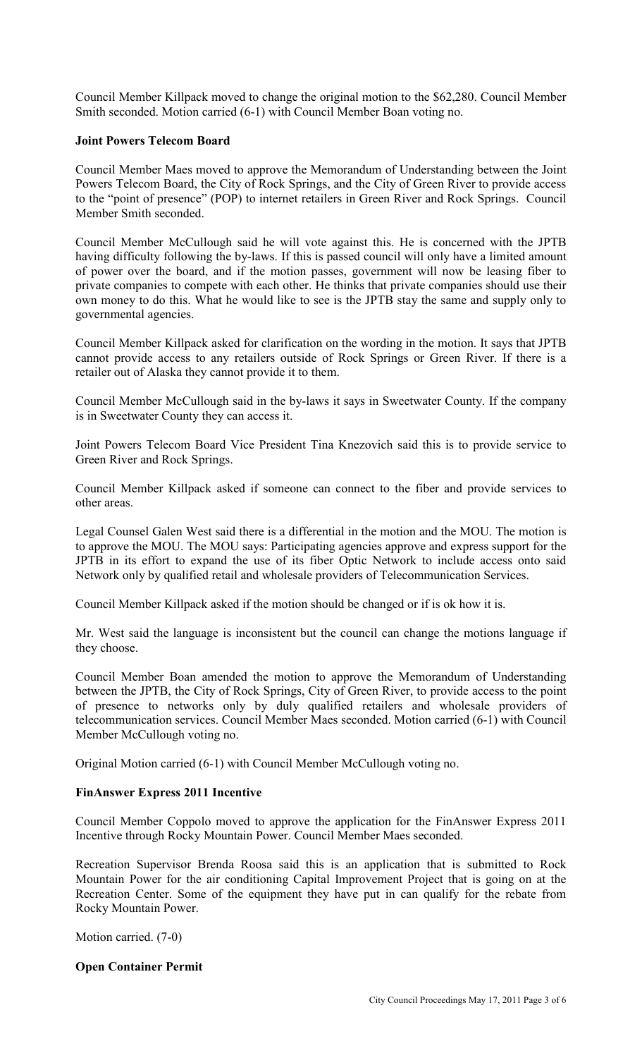Council Member Killpack moved to change the original motion to the $62,280. Council Member Smith seconded. Motion carried (6-1) with Council Member Boan voting no.

**Joint Powers Telecom Board**

Council Member Maes moved to approve the Memorandum of Understanding between the Joint Powers Telecom Board, the City of Rock Springs, and the City of Green River to provide access to the "point of presence" (POP) to internet retailers in Green River and Rock Springs. Council Member Smith seconded.

Council Member McCullough said he will vote against this. He is concerned with the JPTB having difficulty following the by-laws. If this is passed council will only have a limited amount of power over the board, and if the motion passes, government will now be leasing fiber to private companies to compete with each other. He thinks that private companies should use their own money to do this. What he would like to see is the JPTB stay the same and supply only to governmental agencies.

Council Member Killpack asked for clarification on the wording in the motion. It says that JPTB cannot provide access to any retailers outside of Rock Springs or Green River. If there is a retailer out of Alaska they cannot provide it to them.

Council Member McCullough said in the by-laws it says in Sweetwater County. If the company is in Sweetwater County they can access it.

Joint Powers Telecom Board Vice President Tina Knezovich said this is to provide service to Green River and Rock Springs.

Council Member Killpack asked if someone can connect to the fiber and provide services to other areas.

Legal Counsel Galen West said there is a differential in the motion and the MOU. The motion is to approve the MOU. The MOU says: Participating agencies approve and express support for the JPTB in its effort to expand the use of its fiber Optic Network to include access onto said Network only by qualified retail and wholesale providers of Telecommunication Services.

Council Member Killpack asked if the motion should be changed or if is ok how it is.

Mr. West said the language is inconsistent but the council can change the motions language if they choose.

Council Member Boan amended the motion to approve the Memorandum of Understanding between the JPTB, the City of Rock Springs, City of Green River, to provide access to the point of presence to networks only by duly qualified retailers and wholesale providers of telecommunication services. Council Member Maes seconded. Motion carried (6-1) with Council Member McCullough voting no.

Original Motion carried (6-1) with Council Member McCullough voting no.

**FinAnswer Express 2011 Incentive**

Council Member Coppolo moved to approve the application for the FinAnswer Express 2011 Incentive through Rocky Mountain Power. Council Member Maes seconded.

Recreation Supervisor Brenda Roosa said this is an application that is submitted to Rock Mountain Power for the air conditioning Capital Improvement Project that is going on at the Recreation Center. Some of the equipment they have put in can qualify for the rebate from Rocky Mountain Power.

Motion carried. (7-0)

**Open Container Permit**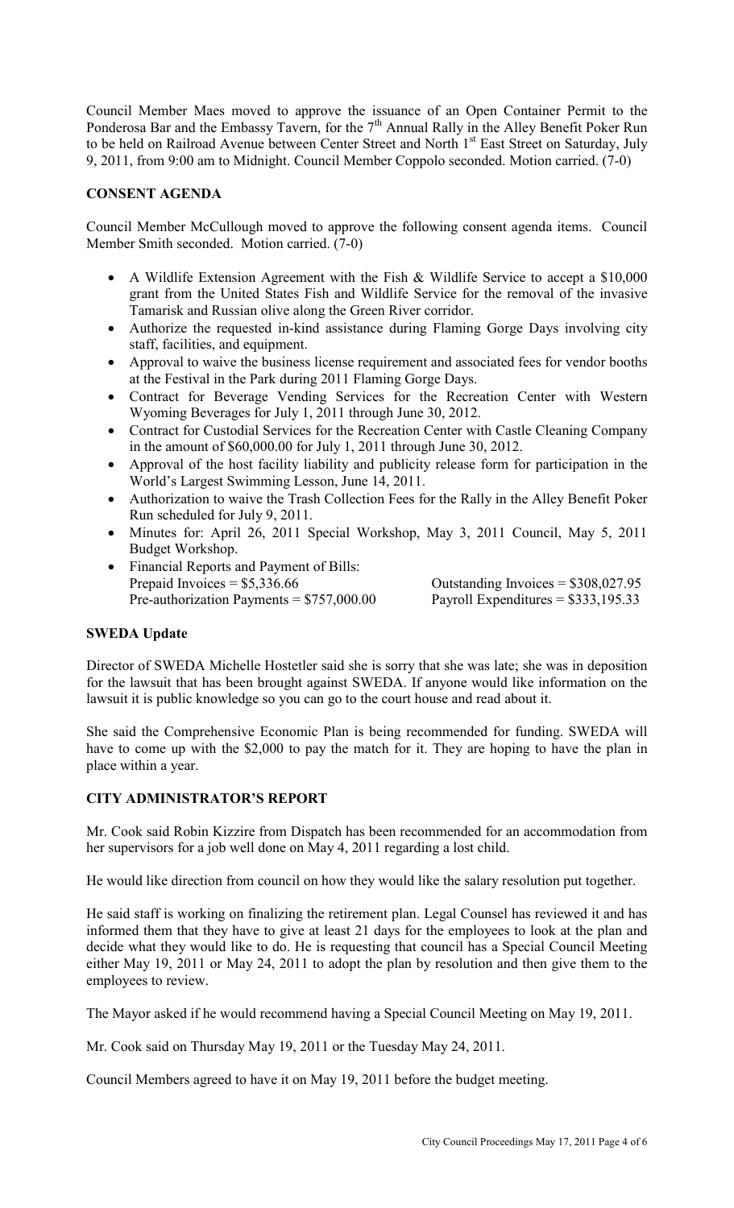Council Member Maes moved to approve the issuance of an Open Container Permit to the Ponderosa Bar and the Embassy Tavern, for the 7th Annual Rally in the Alley Benefit Poker Run to be held on Railroad Avenue between Center Street and North 1st East Street on Saturday, July 9, 2011, from 9:00 am to Midnight. Council Member Coppolo seconded. Motion carried. (7-0)

## CONSENT AGENDA

Council Member McCullough moved to approve the following consent agenda items. Council Member Smith seconded. Motion carried. (7-0)

- A Wildlife Extension Agreement with the Fish & Wildlife Service to accept a $10,000 grant from the United States Fish and Wildlife Service for the removal of the invasive Tamarisk and Russian olive along the Green River corridor.
- Authorize the requested in-kind assistance during Flaming Gorge Days involving city staff, facilities, and equipment.
- Approval to waive the business license requirement and associated fees for vendor booths at the Festival in the Park during 2011 Flaming Gorge Days.
- Contract for Beverage Vending Services for the Recreation Center with Western Wyoming Beverages for July 1, 2011 through June 30, 2012.
- Contract for Custodial Services for the Recreation Center with Castle Cleaning Company in the amount of $60,000.00 for July 1, 2011 through June 30, 2012.
- Approval of the host facility liability and publicity release form for participation in the World's Largest Swimming Lesson, June 14, 2011.
- Authorization to waive the Trash Collection Fees for the Rally in the Alley Benefit Poker Run scheduled for July 9, 2011.
- Minutes for: April 26, 2011 Special Workshop, May 3, 2011 Council, May 5, 2011 Budget Workshop.
- Financial Reports and Payment of Bills:
  Prepaid Invoices = $5,336.66 Outstanding Invoices = $308,027.95
  Pre-authorization Payments = $757,000.00 Payroll Expenditures = $333,195.33

## SWEDA Update

Director of SWEDA Michelle Hostetler said she is sorry that she was late; she was in deposition for the lawsuit that has been brought against SWEDA. If anyone would like information on the lawsuit it is public knowledge so you can go to the court house and read about it.

She said the Comprehensive Economic Plan is being recommended for funding. SWEDA will have to come up with the $2,000 to pay the match for it. They are hoping to have the plan in place within a year.

## CITY ADMINISTRATOR'S REPORT

Mr. Cook said Robin Kizzire from Dispatch has been recommended for an accommodation from her supervisors for a job well done on May 4, 2011 regarding a lost child.

He would like direction from council on how they would like the salary resolution put together.

He said staff is working on finalizing the retirement plan. Legal Counsel has reviewed it and has informed them that they have to give at least 21 days for the employees to look at the plan and decide what they would like to do. He is requesting that council has a Special Council Meeting either May 19, 2011 or May 24, 2011 to adopt the plan by resolution and then give them to the employees to review.

The Mayor asked if he would recommend having a Special Council Meeting on May 19, 2011.

Mr. Cook said on Thursday May 19, 2011 or the Tuesday May 24, 2011.

Council Members agreed to have it on May 19, 2011 before the budget meeting.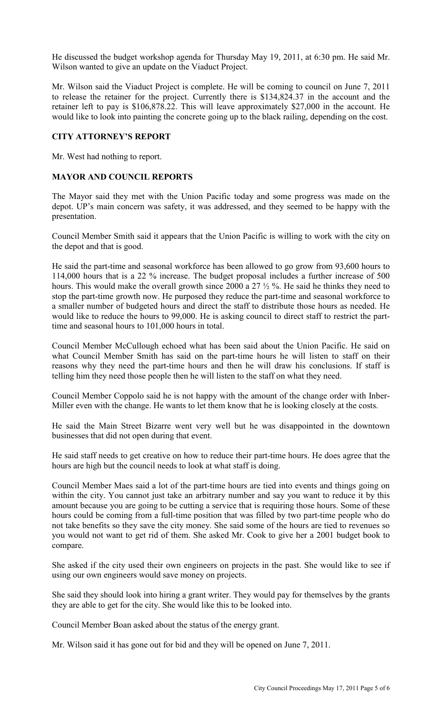He discussed the budget workshop agenda for Thursday May 19, 2011, at 6:30 pm. He said Mr. Wilson wanted to give an update on the Viaduct Project.

Mr. Wilson said the Viaduct Project is complete. He will be coming to council on June 7, 2011 to release the retainer for the project. Currently there is $134,824.37 in the account and the retainer left to pay is $106,878.22. This will leave approximately $27,000 in the account. He would like to look into painting the concrete going up to the black railing, depending on the cost.

### CITY ATTORNEY'S REPORT

Mr. West had nothing to report.

### MAYOR AND COUNCIL REPORTS

The Mayor said they met with the Union Pacific today and some progress was made on the depot. UP's main concern was safety, it was addressed, and they seemed to be happy with the presentation.

Council Member Smith said it appears that the Union Pacific is willing to work with the city on the depot and that is good.

He said the part-time and seasonal workforce has been allowed to go grow from 93,600 hours to 114,000 hours that is a 22 % increase. The budget proposal includes a further increase of 500 hours. This would make the overall growth since 2000 a 27 ½ %. He said he thinks they need to stop the part-time growth now. He purposed they reduce the part-time and seasonal workforce to a smaller number of budgeted hours and direct the staff to distribute those hours as needed. He would like to reduce the hours to 99,000. He is asking council to direct staff to restrict the part-time and seasonal hours to 101,000 hours in total.

Council Member McCullough echoed what has been said about the Union Pacific. He said on what Council Member Smith has said on the part-time hours he will listen to staff on their reasons why they need the part-time hours and then he will draw his conclusions. If staff is telling him they need those people then he will listen to the staff on what they need.

Council Member Coppolo said he is not happy with the amount of the change order with Inber-Miller even with the change. He wants to let them know that he is looking closely at the costs.

He said the Main Street Bizarre went very well but he was disappointed in the downtown businesses that did not open during that event.

He said staff needs to get creative on how to reduce their part-time hours. He does agree that the hours are high but the council needs to look at what staff is doing.

Council Member Maes said a lot of the part-time hours are tied into events and things going on within the city. You cannot just take an arbitrary number and say you want to reduce it by this amount because you are going to be cutting a service that is requiring those hours. Some of these hours could be coming from a full-time position that was filled by two part-time people who do not take benefits so they save the city money. She said some of the hours are tied to revenues so you would not want to get rid of them. She asked Mr. Cook to give her a 2001 budget book to compare.

She asked if the city used their own engineers on projects in the past. She would like to see if using our own engineers would save money on projects.

She said they should look into hiring a grant writer. They would pay for themselves by the grants they are able to get for the city. She would like this to be looked into.

Council Member Boan asked about the status of the energy grant.

Mr. Wilson said it has gone out for bid and they will be opened on June 7, 2011.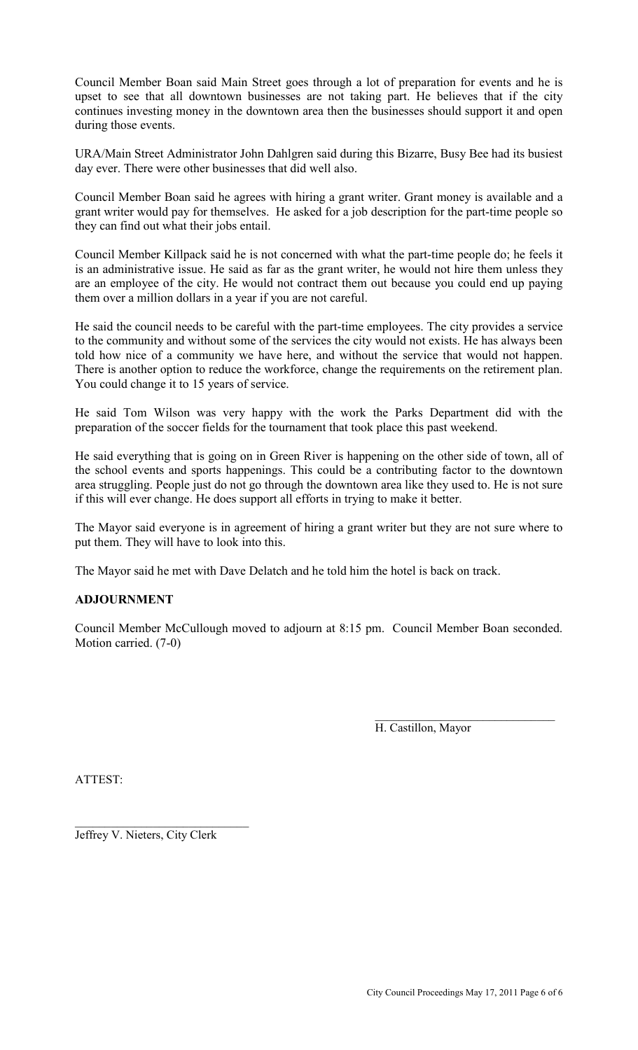Council Member Boan said Main Street goes through a lot of preparation for events and he is upset to see that all downtown businesses are not taking part. He believes that if the city continues investing money in the downtown area then the businesses should support it and open during those events.

URA/Main Street Administrator John Dahlgren said during this Bizarre, Busy Bee had its busiest day ever. There were other businesses that did well also.

Council Member Boan said he agrees with hiring a grant writer. Grant money is available and a grant writer would pay for themselves. He asked for a job description for the part-time people so they can find out what their jobs entail.

Council Member Killpack said he is not concerned with what the part-time people do; he feels it is an administrative issue. He said as far as the grant writer, he would not hire them unless they are an employee of the city. He would not contract them out because you could end up paying them over a million dollars in a year if you are not careful.

He said the council needs to be careful with the part-time employees. The city provides a service to the community and without some of the services the city would not exists. He has always been told how nice of a community we have here, and without the service that would not happen. There is another option to reduce the workforce, change the requirements on the retirement plan. You could change it to 15 years of service.

He said Tom Wilson was very happy with the work the Parks Department did with the preparation of the soccer fields for the tournament that took place this past weekend.

He said everything that is going on in Green River is happening on the other side of town, all of the school events and sports happenings. This could be a contributing factor to the downtown area struggling. People just do not go through the downtown area like they used to. He is not sure if this will ever change. He does support all efforts in trying to make it better.

The Mayor said everyone is in agreement of hiring a grant writer but they are not sure where to put them. They will have to look into this.

The Mayor said he met with Dave Delatch and he told him the hotel is back on track.

**ADJOURNMENT**

Council Member McCullough moved to adjourn at 8:15 pm. Council Member Boan seconded. Motion carried. (7-0)

\_\_\_\_\_\_\_\_\_\_\_\_\_\_\_\_\_\_\_\_\_\_\_\_\_\_\_\_\_\_

H. Castillon, Mayor

ATTEST:

\_\_\_\_\_\_\_\_\_\_\_\_\_\_\_\_\_\_\_\_\_\_\_\_\_\_\_\_\_\_

Jeffrey V. Nieters, City Clerk